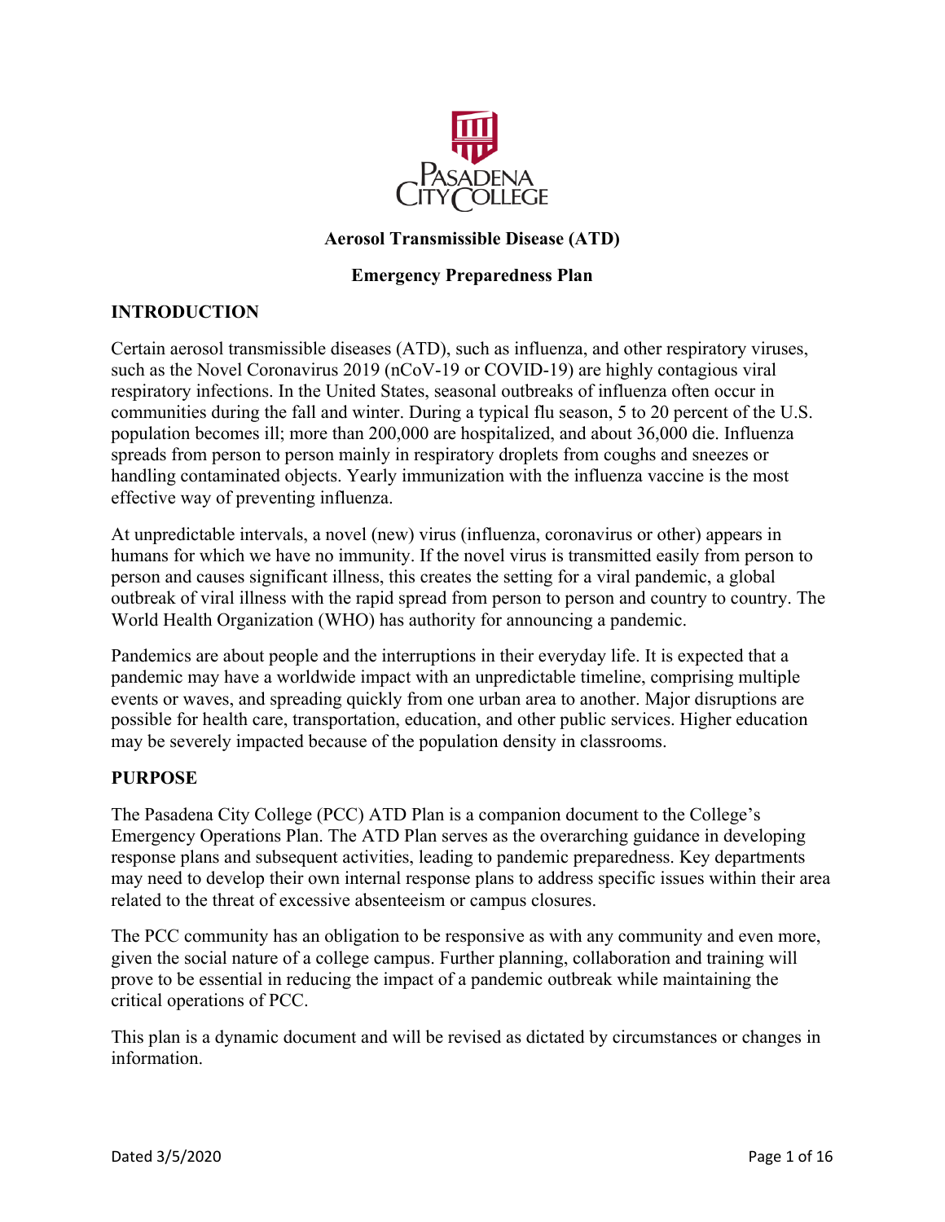# Aerosol Transmissible Disease (ATD)

## Emergency Preparedness Plan

### INTRODUCTION

Certain aerosol transmissible diseases (ATD), such as influenza, and other respiratory viruses, such as the Novel Coronavirus 2019 (nCoV-19 or COVID-19) are highly contagious viral respiratory infections. In the United States, seasonal outbreaks of influenza often occur in communities during the fall and winter. During a typical flu season, 5 to 20 percent of the U.S. population becomes ill; more than 200,000 are hospitalized, and about 36,000 die. Influenza spreads from person to person mainly in respiratory droplets from coughs and sneezes or handling contaminated objects. Yearly immunization with the influenza vaccine is the most effective way of preventing influenza.

At unpredictable intervals, a novel (new) virus (influenza, coronavirus or other) appears in humans for which we have no immunity. If the novel virus is transmitted easily from person to person and causes significant illness, this creates the setting for a viral pandemic, a global outbreak of viral illness with the rapid spread from person to person and country to country. The World Health Organization (WHO) has authority for announcing a pandemic.

Pandemics are about people and the interruptions in their everyday life. It is expected that a pandemic may have a worldwide impact with an unpredictable timeline, comprising multiple events or waves, and spreading quickly from one urban area to another. Major disruptions are possible for health care, transportation, education, and other public services. Higher education may be severely impacted because of the population density in classrooms.

### PURPOSE

The Pasadena City College (PCC) ATD Plan is a companion document to the College's Emergency Operations Plan. The ATD Plan serves as the overarching guidance in developing response plans and subsequent activities, leading to pandemic preparedness. Key departments may need to develop their own internal response plans to address specific issues within their area related to the threat of excessive absenteeism or campus closures.

The PCC community has an obligation to be responsive as with any community and even more, given the social nature of a college campus. Further planning, collaboration and training will prove to be essential in reducing the impact of a pandemic outbreak while maintaining the critical operations of PCC.

This plan is a dynamic document and will be revised as dictated by circumstances or changes in information.

Dated 3/5/2020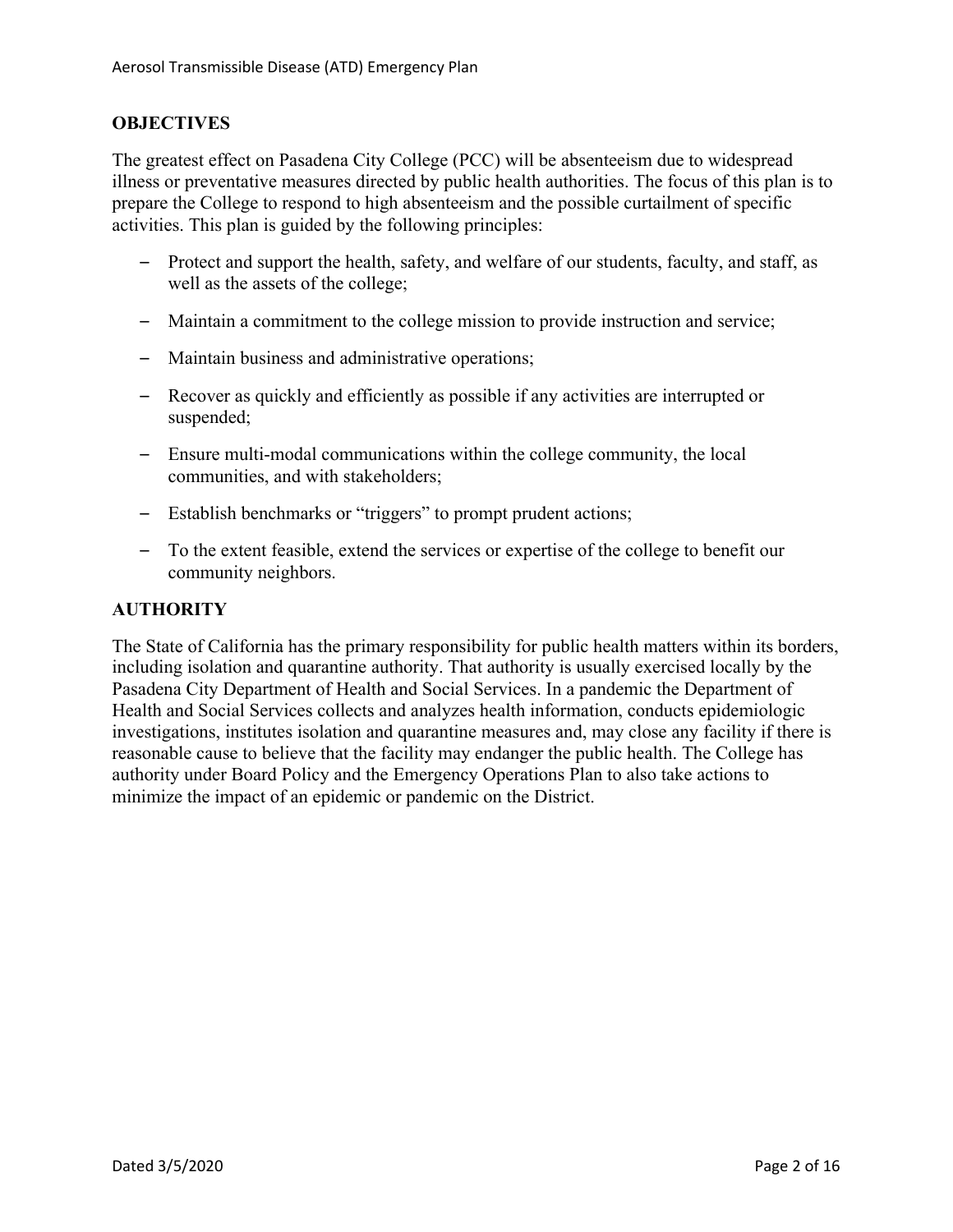## OBJECTIVES

The greatest effect on Pasadena City College (PCC) will be absenteeism due to widespread illness or preventative measures directed by public health authorities. The focus of this plan is to prepare the College to respond to high absenteeism and the possible curtailment of specific activities. This plan is guided by the following principles:

- Protect and support the health, safety, and welfare of our students, faculty, and staff, as well as the assets of the college;
- Maintain a commitment to the college mission to provide instruction and service;
- Maintain business and administrative operations;
- Recover as quickly and efficiently as possible if any activities are interrupted or suspended;
- Ensure multi-modal communications within the college community, the local communities, and with stakeholders;
- Establish benchmarks or "triggers" to prompt prudent actions;
- To the extent feasible, extend the services or expertise of the college to benefit our community neighbors.

## AUTHORITY

The State of California has the primary responsibility for public health matters within its borders, including isolation and quarantine authority. That authority is usually exercised locally by the Pasadena City Department of Health and Social Services. In a pandemic the Department of Health and Social Services collects and analyzes health information, conducts epidemiologic investigations, institutes isolation and quarantine measures and, may close any facility if there is reasonable cause to believe that the facility may endanger the public health. The College has authority under Board Policy and the Emergency Operations Plan to also take actions to minimize the impact of an epidemic or pandemic on the District.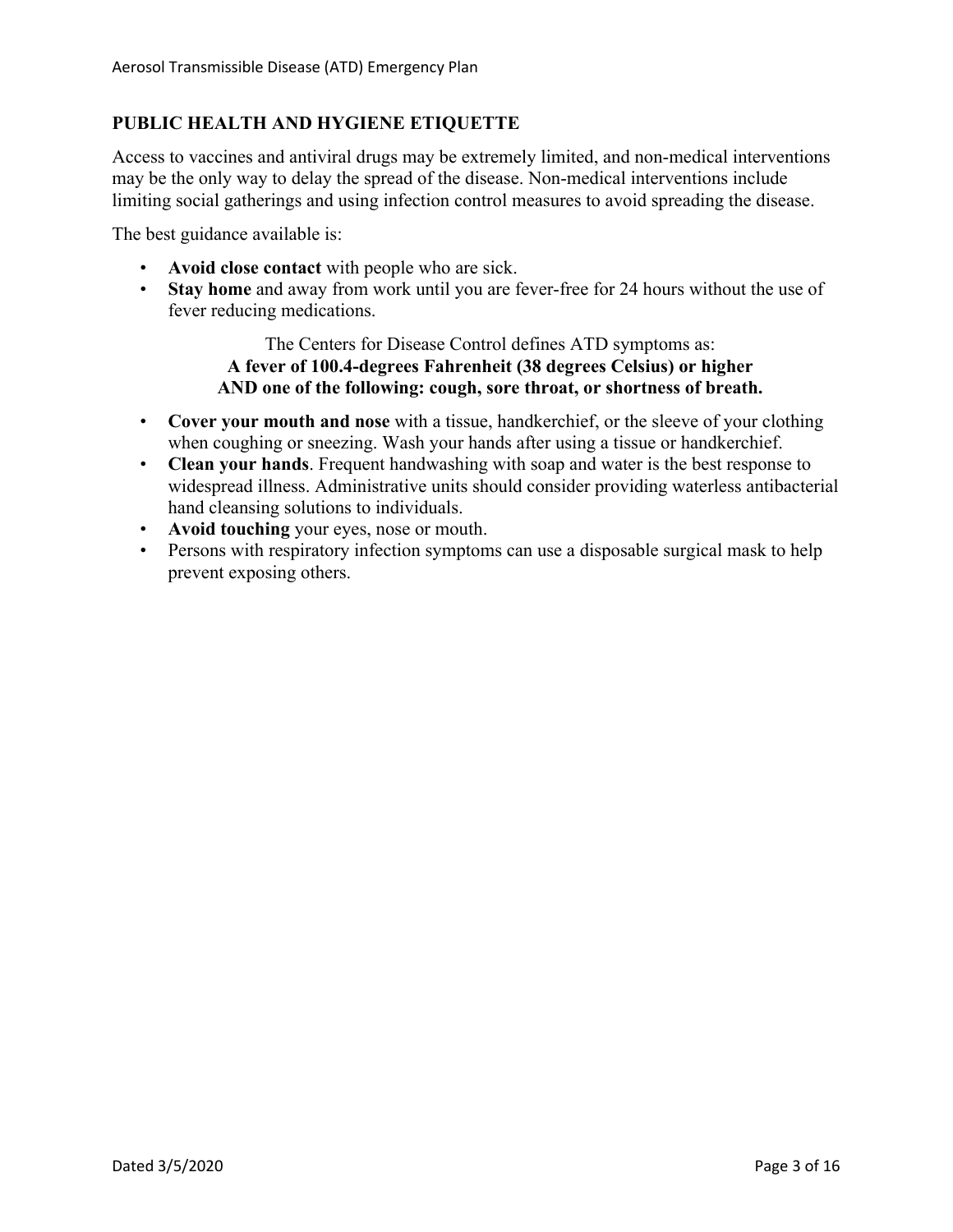## PUBLIC HEALTH AND HYGIENE ETIQUETTE

Access to vaccines and antiviral drugs may be extremely limited, and non-medical interventions may be the only way to delay the spread of the disease. Non-medical interventions include limiting social gatherings and using infection control measures to avoid spreading the disease.

The best guidance available is:

- **Avoid close contact** with people who are sick.
- **Stay home** and away from work until you are fever-free for 24 hours without the use of fever reducing medications.

The Centers for Disease Control defines ATD symptoms as:
**A fever of 100.4-degrees Fahrenheit (38 degrees Celsius) or higher AND one of the following: cough, sore throat, or shortness of breath.**

- **Cover your mouth and nose** with a tissue, handkerchief, or the sleeve of your clothing when coughing or sneezing. Wash your hands after using a tissue or handkerchief.
- **Clean your hands**. Frequent handwashing with soap and water is the best response to widespread illness. Administrative units should consider providing waterless antibacterial hand cleansing solutions to individuals.
- **Avoid touching** your eyes, nose or mouth.
- Persons with respiratory infection symptoms can use a disposable surgical mask to help prevent exposing others.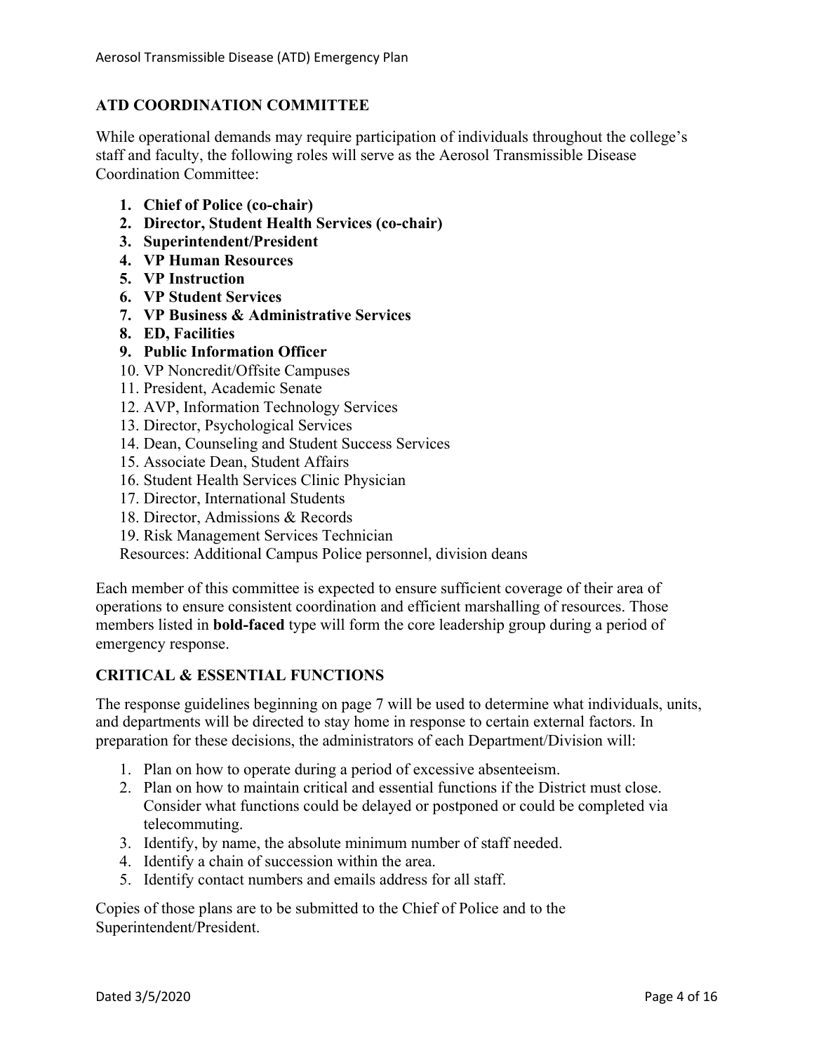## ATD COORDINATION COMMITTEE

While operational demands may require participation of individuals throughout the college's staff and faculty, the following roles will serve as the Aerosol Transmissible Disease Coordination Committee:

1. **Chief of Police (co-chair)**
2. **Director, Student Health Services (co-chair)**
3. **Superintendent/President**
4. **VP Human Resources**
5. **VP Instruction**
6. **VP Student Services**
7. **VP Business & Administrative Services**
8. **ED, Facilities**
9. **Public Information Officer**
10. VP Noncredit/Offsite Campuses
11. President, Academic Senate
12. AVP, Information Technology Services
13. Director, Psychological Services
14. Dean, Counseling and Student Success Services
15. Associate Dean, Student Affairs
16. Student Health Services Clinic Physician
17. Director, International Students
18. Director, Admissions & Records
19. Risk Management Services Technician

Resources: Additional Campus Police personnel, division deans

Each member of this committee is expected to ensure sufficient coverage of their area of operations to ensure consistent coordination and efficient marshalling of resources. Those members listed in **bold-faced** type will form the core leadership group during a period of emergency response.

## CRITICAL & ESSENTIAL FUNCTIONS

The response guidelines beginning on page 7 will be used to determine what individuals, units, and departments will be directed to stay home in response to certain external factors. In preparation for these decisions, the administrators of each Department/Division will:

1. Plan on how to operate during a period of excessive absenteeism.
2. Plan on how to maintain critical and essential functions if the District must close. Consider what functions could be delayed or postponed or could be completed via telecommuting.
3. Identify, by name, the absolute minimum number of staff needed.
4. Identify a chain of succession within the area.
5. Identify contact numbers and emails address for all staff.

Copies of those plans are to be submitted to the Chief of Police and to the Superintendent/President.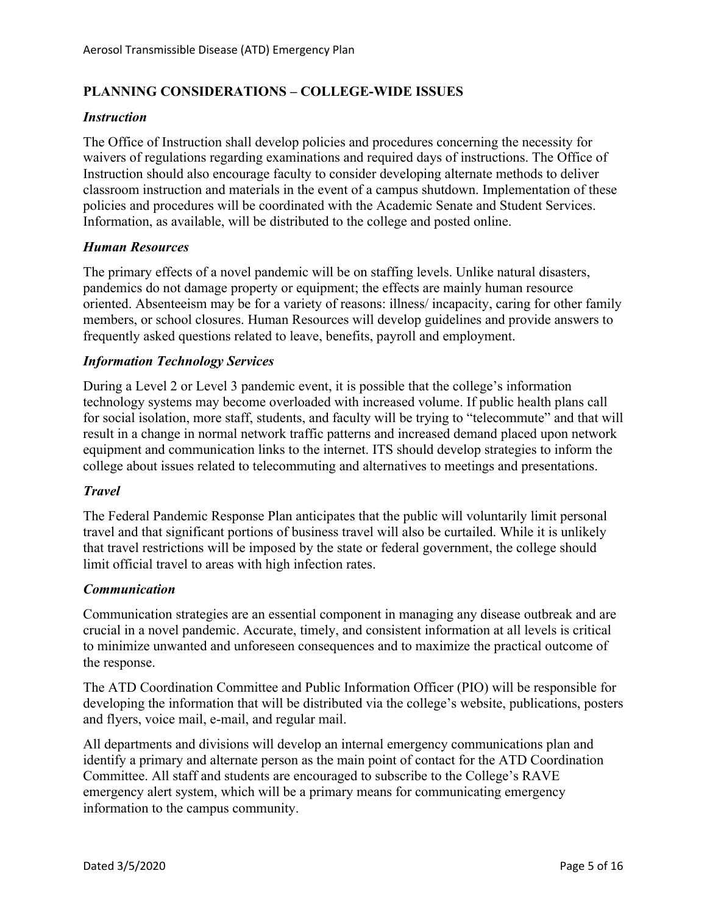## PLANNING CONSIDERATIONS – COLLEGE-WIDE ISSUES

### *Instruction*

The Office of Instruction shall develop policies and procedures concerning the necessity for waivers of regulations regarding examinations and required days of instructions. The Office of Instruction should also encourage faculty to consider developing alternate methods to deliver classroom instruction and materials in the event of a campus shutdown. Implementation of these policies and procedures will be coordinated with the Academic Senate and Student Services. Information, as available, will be distributed to the college and posted online.

### *Human Resources*

The primary effects of a novel pandemic will be on staffing levels. Unlike natural disasters, pandemics do not damage property or equipment; the effects are mainly human resource oriented. Absenteeism may be for a variety of reasons: illness/ incapacity, caring for other family members, or school closures. Human Resources will develop guidelines and provide answers to frequently asked questions related to leave, benefits, payroll and employment.

### *Information Technology Services*

During a Level 2 or Level 3 pandemic event, it is possible that the college's information technology systems may become overloaded with increased volume. If public health plans call for social isolation, more staff, students, and faculty will be trying to "telecommute" and that will result in a change in normal network traffic patterns and increased demand placed upon network equipment and communication links to the internet. ITS should develop strategies to inform the college about issues related to telecommuting and alternatives to meetings and presentations.

### *Travel*

The Federal Pandemic Response Plan anticipates that the public will voluntarily limit personal travel and that significant portions of business travel will also be curtailed. While it is unlikely that travel restrictions will be imposed by the state or federal government, the college should limit official travel to areas with high infection rates.

### *Communication*

Communication strategies are an essential component in managing any disease outbreak and are crucial in a novel pandemic. Accurate, timely, and consistent information at all levels is critical to minimize unwanted and unforeseen consequences and to maximize the practical outcome of the response.

The ATD Coordination Committee and Public Information Officer (PIO) will be responsible for developing the information that will be distributed via the college's website, publications, posters and flyers, voice mail, e-mail, and regular mail.

All departments and divisions will develop an internal emergency communications plan and identify a primary and alternate person as the main point of contact for the ATD Coordination Committee. All staff and students are encouraged to subscribe to the College's RAVE emergency alert system, which will be a primary means for communicating emergency information to the campus community.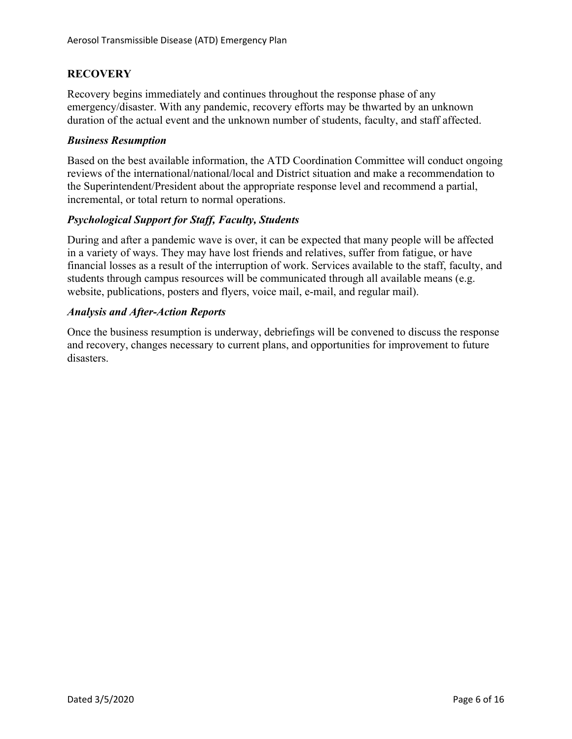## RECOVERY

Recovery begins immediately and continues throughout the response phase of any emergency/disaster. With any pandemic, recovery efforts may be thwarted by an unknown duration of the actual event and the unknown number of students, faculty, and staff affected.

### *Business Resumption*

Based on the best available information, the ATD Coordination Committee will conduct ongoing reviews of the international/national/local and District situation and make a recommendation to the Superintendent/President about the appropriate response level and recommend a partial, incremental, or total return to normal operations.

### *Psychological Support for Staff, Faculty, Students*

During and after a pandemic wave is over, it can be expected that many people will be affected in a variety of ways. They may have lost friends and relatives, suffer from fatigue, or have financial losses as a result of the interruption of work. Services available to the staff, faculty, and students through campus resources will be communicated through all available means (e.g. website, publications, posters and flyers, voice mail, e-mail, and regular mail).

### *Analysis and After-Action Reports*

Once the business resumption is underway, debriefings will be convened to discuss the response and recovery, changes necessary to current plans, and opportunities for improvement to future disasters.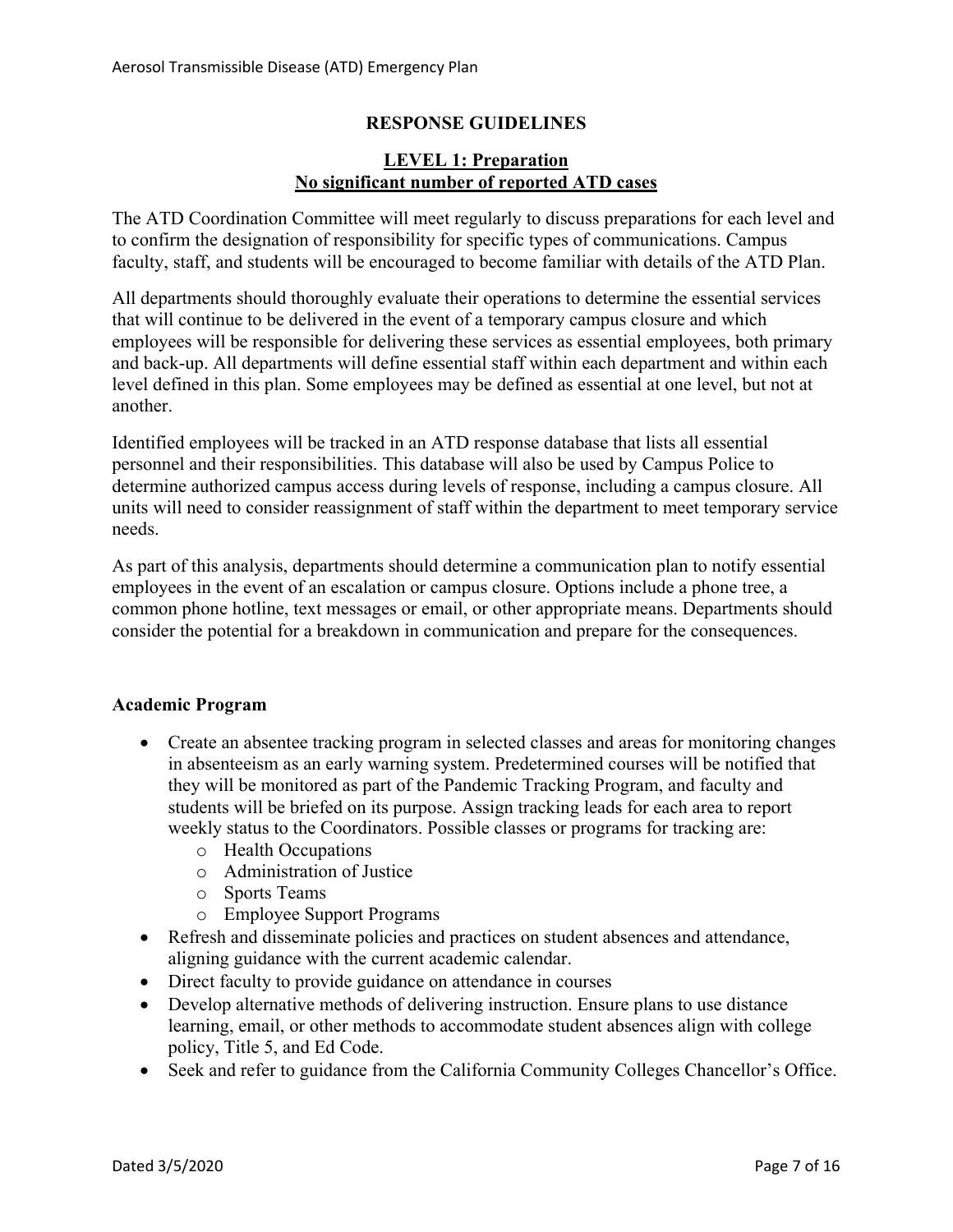## RESPONSE GUIDELINES

### LEVEL 1: Preparation
### No significant number of reported ATD cases

The ATD Coordination Committee will meet regularly to discuss preparations for each level and to confirm the designation of responsibility for specific types of communications. Campus faculty, staff, and students will be encouraged to become familiar with details of the ATD Plan.

All departments should thoroughly evaluate their operations to determine the essential services that will continue to be delivered in the event of a temporary campus closure and which employees will be responsible for delivering these services as essential employees, both primary and back-up. All departments will define essential staff within each department and within each level defined in this plan. Some employees may be defined as essential at one level, but not at another.

Identified employees will be tracked in an ATD response database that lists all essential personnel and their responsibilities. This database will also be used by Campus Police to determine authorized campus access during levels of response, including a campus closure. All units will need to consider reassignment of staff within the department to meet temporary service needs.

As part of this analysis, departments should determine a communication plan to notify essential employees in the event of an escalation or campus closure. Options include a phone tree, a common phone hotline, text messages or email, or other appropriate means. Departments should consider the potential for a breakdown in communication and prepare for the consequences.

**Academic Program**

- Create an absentee tracking program in selected classes and areas for monitoring changes in absenteeism as an early warning system. Predetermined courses will be notified that they will be monitored as part of the Pandemic Tracking Program, and faculty and students will be briefed on its purpose. Assign tracking leads for each area to report weekly status to the Coordinators. Possible classes or programs for tracking are:
  - Health Occupations
  - Administration of Justice
  - Sports Teams
  - Employee Support Programs
- Refresh and disseminate policies and practices on student absences and attendance, aligning guidance with the current academic calendar.
- Direct faculty to provide guidance on attendance in courses
- Develop alternative methods of delivering instruction. Ensure plans to use distance learning, email, or other methods to accommodate student absences align with college policy, Title 5, and Ed Code.
- Seek and refer to guidance from the California Community Colleges Chancellor's Office.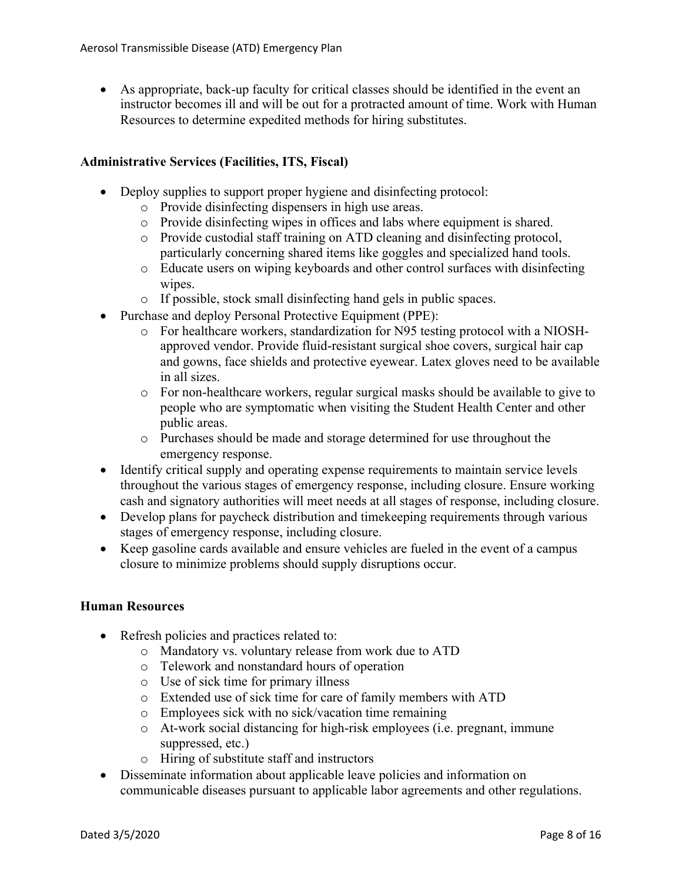- As appropriate, back-up faculty for critical classes should be identified in the event an instructor becomes ill and will be out for a protracted amount of time. Work with Human Resources to determine expedited methods for hiring substitutes.

### Administrative Services (Facilities, ITS, Fiscal)

- Deploy supplies to support proper hygiene and disinfecting protocol:
  - Provide disinfecting dispensers in high use areas.
  - Provide disinfecting wipes in offices and labs where equipment is shared.
  - Provide custodial staff training on ATD cleaning and disinfecting protocol, particularly concerning shared items like goggles and specialized hand tools.
  - Educate users on wiping keyboards and other control surfaces with disinfecting wipes.
  - If possible, stock small disinfecting hand gels in public spaces.
- Purchase and deploy Personal Protective Equipment (PPE):
  - For healthcare workers, standardization for N95 testing protocol with a NIOSH-approved vendor. Provide fluid-resistant surgical shoe covers, surgical hair cap and gowns, face shields and protective eyewear. Latex gloves need to be available in all sizes.
  - For non-healthcare workers, regular surgical masks should be available to give to people who are symptomatic when visiting the Student Health Center and other public areas.
  - Purchases should be made and storage determined for use throughout the emergency response.
- Identify critical supply and operating expense requirements to maintain service levels throughout the various stages of emergency response, including closure. Ensure working cash and signatory authorities will meet needs at all stages of response, including closure.
- Develop plans for paycheck distribution and timekeeping requirements through various stages of emergency response, including closure.
- Keep gasoline cards available and ensure vehicles are fueled in the event of a campus closure to minimize problems should supply disruptions occur.

### Human Resources

- Refresh policies and practices related to:
  - Mandatory vs. voluntary release from work due to ATD
  - Telework and nonstandard hours of operation
  - Use of sick time for primary illness
  - Extended use of sick time for care of family members with ATD
  - Employees sick with no sick/vacation time remaining
  - At-work social distancing for high-risk employees (i.e. pregnant, immune suppressed, etc.)
  - Hiring of substitute staff and instructors
- Disseminate information about applicable leave policies and information on communicable diseases pursuant to applicable labor agreements and other regulations.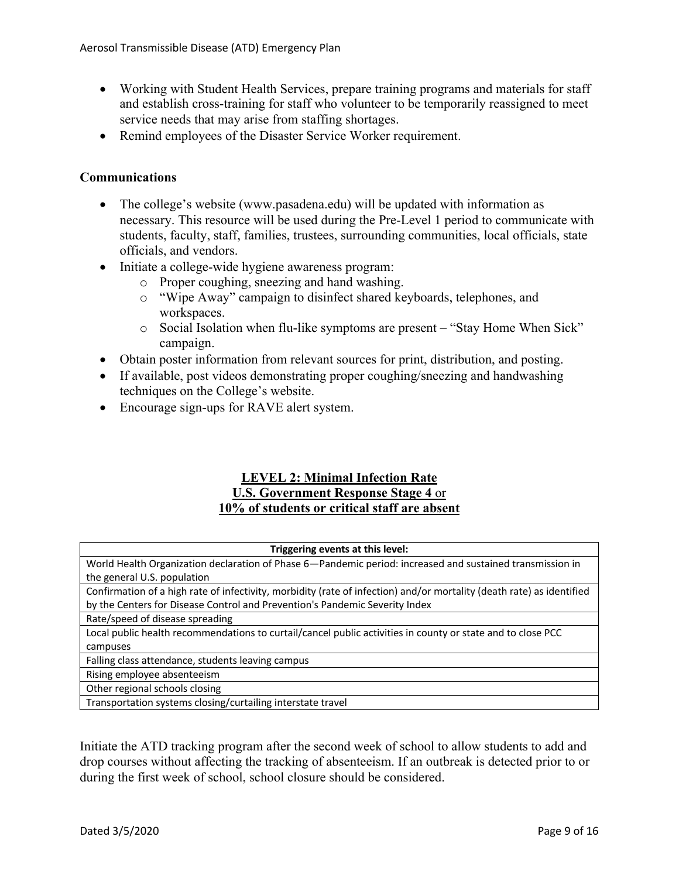- Working with Student Health Services, prepare training programs and materials for staff and establish cross-training for staff who volunteer to be temporarily reassigned to meet service needs that may arise from staffing shortages.
- Remind employees of the Disaster Service Worker requirement.

**Communications**

- The college's website (www.pasadena.edu) will be updated with information as necessary. This resource will be used during the Pre-Level 1 period to communicate with students, faculty, staff, families, trustees, surrounding communities, local officials, state officials, and vendors.
- Initiate a college-wide hygiene awareness program:
  - Proper coughing, sneezing and hand washing.
  - "Wipe Away" campaign to disinfect shared keyboards, telephones, and workspaces.
  - Social Isolation when flu-like symptoms are present – "Stay Home When Sick" campaign.
- Obtain poster information from relevant sources for print, distribution, and posting.
- If available, post videos demonstrating proper coughing/sneezing and handwashing techniques on the College's website.
- Encourage sign-ups for RAVE alert system.

## LEVEL 2: Minimal Infection Rate
## U.S. Government Response Stage 4 or
## 10% of students or critical staff are absent

| Triggering events at this level: |
|---|
| World Health Organization declaration of Phase 6—Pandemic period: increased and sustained transmission in the general U.S. population |
| Confirmation of a high rate of infectivity, morbidity (rate of infection) and/or mortality (death rate) as identified by the Centers for Disease Control and Prevention's Pandemic Severity Index |
| Rate/speed of disease spreading |
| Local public health recommendations to curtail/cancel public activities in county or state and to close PCC campuses |
| Falling class attendance, students leaving campus |
| Rising employee absenteeism |
| Other regional schools closing |
| Transportation systems closing/curtailing interstate travel |

Initiate the ATD tracking program after the second week of school to allow students to add and drop courses without affecting the tracking of absenteeism. If an outbreak is detected prior to or during the first week of school, school closure should be considered.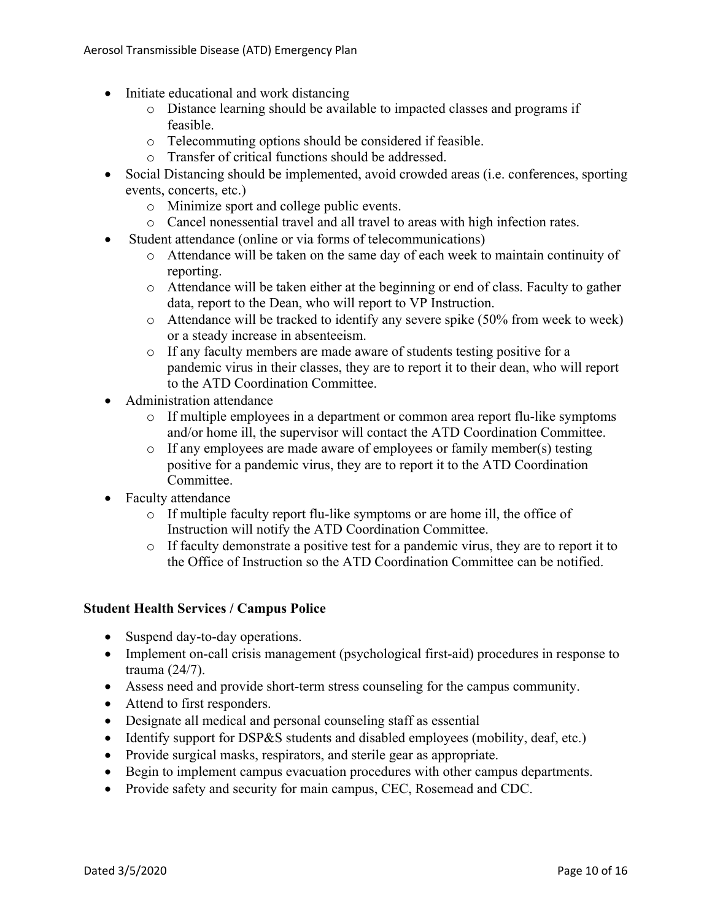- Initiate educational and work distancing
  - Distance learning should be available to impacted classes and programs if feasible.
  - Telecommuting options should be considered if feasible.
  - Transfer of critical functions should be addressed.
- Social Distancing should be implemented, avoid crowded areas (i.e. conferences, sporting events, concerts, etc.)
  - Minimize sport and college public events.
  - Cancel nonessential travel and all travel to areas with high infection rates.
- Student attendance (online or via forms of telecommunications)
  - Attendance will be taken on the same day of each week to maintain continuity of reporting.
  - Attendance will be taken either at the beginning or end of class. Faculty to gather data, report to the Dean, who will report to VP Instruction.
  - Attendance will be tracked to identify any severe spike (50% from week to week) or a steady increase in absenteeism.
  - If any faculty members are made aware of students testing positive for a pandemic virus in their classes, they are to report it to their dean, who will report to the ATD Coordination Committee.
- Administration attendance
  - If multiple employees in a department or common area report flu-like symptoms and/or home ill, the supervisor will contact the ATD Coordination Committee.
  - If any employees are made aware of employees or family member(s) testing positive for a pandemic virus, they are to report it to the ATD Coordination Committee.
- Faculty attendance
  - If multiple faculty report flu-like symptoms or are home ill, the office of Instruction will notify the ATD Coordination Committee.
  - If faculty demonstrate a positive test for a pandemic virus, they are to report it to the Office of Instruction so the ATD Coordination Committee can be notified.

**Student Health Services / Campus Police**

- Suspend day-to-day operations.
- Implement on-call crisis management (psychological first-aid) procedures in response to trauma (24/7).
- Assess need and provide short-term stress counseling for the campus community.
- Attend to first responders.
- Designate all medical and personal counseling staff as essential
- Identify support for DSP&S students and disabled employees (mobility, deaf, etc.)
- Provide surgical masks, respirators, and sterile gear as appropriate.
- Begin to implement campus evacuation procedures with other campus departments.
- Provide safety and security for main campus, CEC, Rosemead and CDC.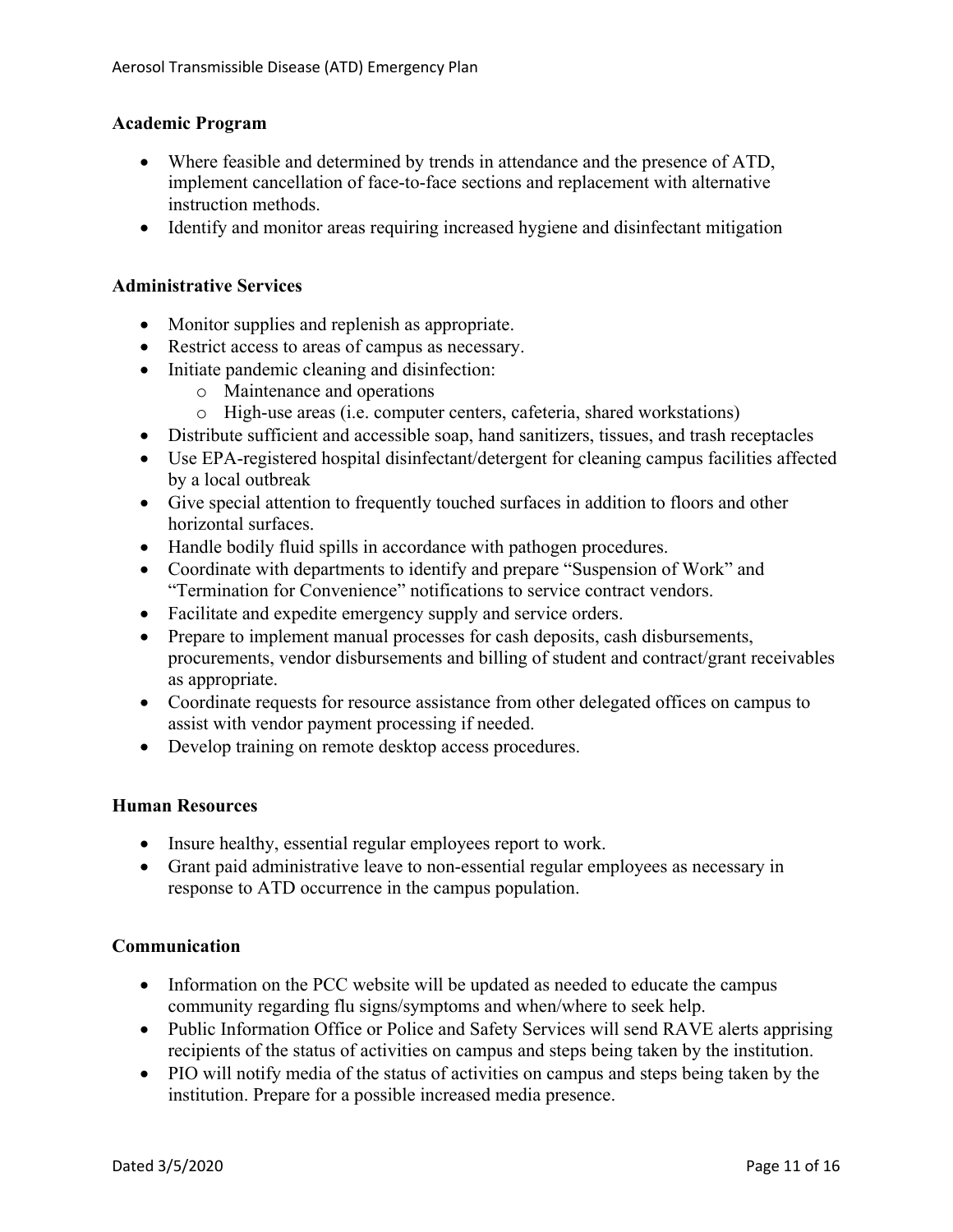### Academic Program

- Where feasible and determined by trends in attendance and the presence of ATD, implement cancellation of face-to-face sections and replacement with alternative instruction methods.
- Identify and monitor areas requiring increased hygiene and disinfectant mitigation

### Administrative Services

- Monitor supplies and replenish as appropriate.
- Restrict access to areas of campus as necessary.
- Initiate pandemic cleaning and disinfection:
  - Maintenance and operations
  - High-use areas (i.e. computer centers, cafeteria, shared workstations)
- Distribute sufficient and accessible soap, hand sanitizers, tissues, and trash receptacles
- Use EPA-registered hospital disinfectant/detergent for cleaning campus facilities affected by a local outbreak
- Give special attention to frequently touched surfaces in addition to floors and other horizontal surfaces.
- Handle bodily fluid spills in accordance with pathogen procedures.
- Coordinate with departments to identify and prepare "Suspension of Work" and "Termination for Convenience" notifications to service contract vendors.
- Facilitate and expedite emergency supply and service orders.
- Prepare to implement manual processes for cash deposits, cash disbursements, procurements, vendor disbursements and billing of student and contract/grant receivables as appropriate.
- Coordinate requests for resource assistance from other delegated offices on campus to assist with vendor payment processing if needed.
- Develop training on remote desktop access procedures.

### Human Resources

- Insure healthy, essential regular employees report to work.
- Grant paid administrative leave to non-essential regular employees as necessary in response to ATD occurrence in the campus population.

### Communication

- Information on the PCC website will be updated as needed to educate the campus community regarding flu signs/symptoms and when/where to seek help.
- Public Information Office or Police and Safety Services will send RAVE alerts apprising recipients of the status of activities on campus and steps being taken by the institution.
- PIO will notify media of the status of activities on campus and steps being taken by the institution. Prepare for a possible increased media presence.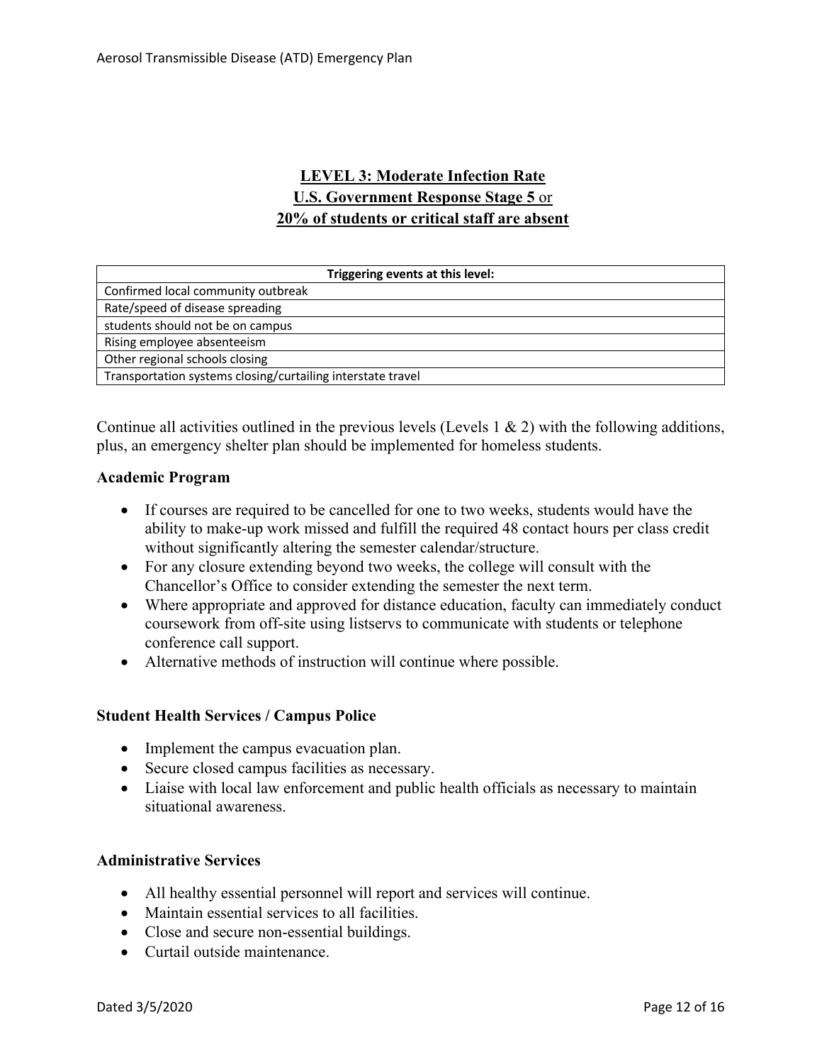## LEVEL 3: Moderate Infection Rate
## U.S. Government Response Stage 5 or
## 20% of students or critical staff are absent

| Triggering events at this level: |
|---|
| Confirmed local community outbreak |
| Rate/speed of disease spreading |
| students should not be on campus |
| Rising employee absenteeism |
| Other regional schools closing |
| Transportation systems closing/curtailing interstate travel |

Continue all activities outlined in the previous levels (Levels 1 & 2) with the following additions, plus, an emergency shelter plan should be implemented for homeless students.

### Academic Program

- If courses are required to be cancelled for one to two weeks, students would have the ability to make-up work missed and fulfill the required 48 contact hours per class credit without significantly altering the semester calendar/structure.
- For any closure extending beyond two weeks, the college will consult with the Chancellor's Office to consider extending the semester the next term.
- Where appropriate and approved for distance education, faculty can immediately conduct coursework from off-site using listservs to communicate with students or telephone conference call support.
- Alternative methods of instruction will continue where possible.

### Student Health Services / Campus Police

- Implement the campus evacuation plan.
- Secure closed campus facilities as necessary.
- Liaise with local law enforcement and public health officials as necessary to maintain situational awareness.

### Administrative Services

- All healthy essential personnel will report and services will continue.
- Maintain essential services to all facilities.
- Close and secure non-essential buildings.
- Curtail outside maintenance.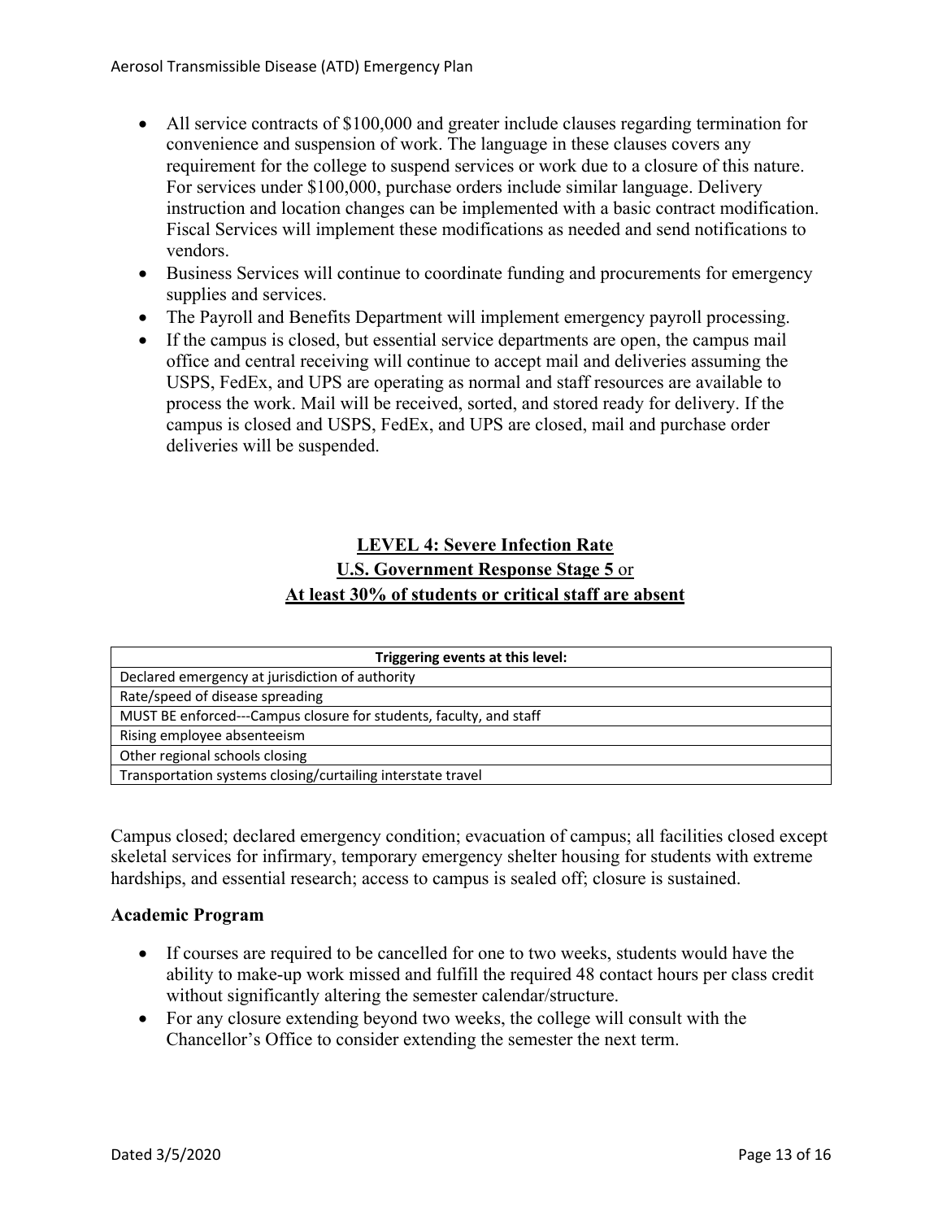- All service contracts of $100,000 and greater include clauses regarding termination for convenience and suspension of work. The language in these clauses covers any requirement for the college to suspend services or work due to a closure of this nature. For services under $100,000, purchase orders include similar language. Delivery instruction and location changes can be implemented with a basic contract modification. Fiscal Services will implement these modifications as needed and send notifications to vendors.
- Business Services will continue to coordinate funding and procurements for emergency supplies and services.
- The Payroll and Benefits Department will implement emergency payroll processing.
- If the campus is closed, but essential service departments are open, the campus mail office and central receiving will continue to accept mail and deliveries assuming the USPS, FedEx, and UPS are operating as normal and staff resources are available to process the work. Mail will be received, sorted, and stored ready for delivery. If the campus is closed and USPS, FedEx, and UPS are closed, mail and purchase order deliveries will be suspended.

## LEVEL 4: Severe Infection Rate
## U.S. Government Response Stage 5 or
## At least 30% of students or critical staff are absent

| Triggering events at this level: |
| --- |
| Declared emergency at jurisdiction of authority |
| Rate/speed of disease spreading |
| MUST BE enforced---Campus closure for students, faculty, and staff |
| Rising employee absenteeism |
| Other regional schools closing |
| Transportation systems closing/curtailing interstate travel |

Campus closed; declared emergency condition; evacuation of campus; all facilities closed except skeletal services for infirmary, temporary emergency shelter housing for students with extreme hardships, and essential research; access to campus is sealed off; closure is sustained.

### Academic Program

- If courses are required to be cancelled for one to two weeks, students would have the ability to make-up work missed and fulfill the required 48 contact hours per class credit without significantly altering the semester calendar/structure.
- For any closure extending beyond two weeks, the college will consult with the Chancellor's Office to consider extending the semester the next term.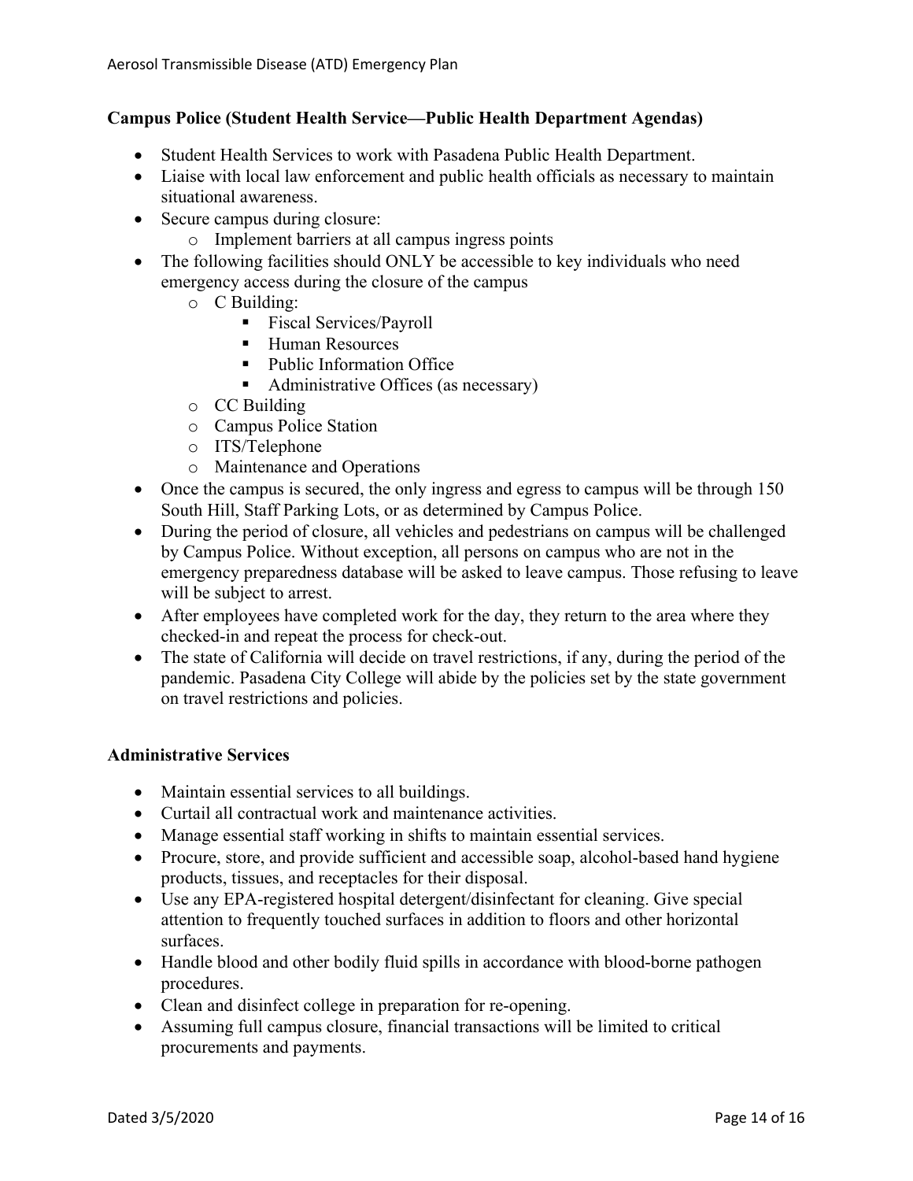**Campus Police (Student Health Service—Public Health Department Agendas)**

- Student Health Services to work with Pasadena Public Health Department.
- Liaise with local law enforcement and public health officials as necessary to maintain situational awareness.
- Secure campus during closure:
  - Implement barriers at all campus ingress points
- The following facilities should ONLY be accessible to key individuals who need emergency access during the closure of the campus
  - C Building:
    - Fiscal Services/Payroll
    - Human Resources
    - Public Information Office
    - Administrative Offices (as necessary)
  - CC Building
  - Campus Police Station
  - ITS/Telephone
  - Maintenance and Operations
- Once the campus is secured, the only ingress and egress to campus will be through 150 South Hill, Staff Parking Lots, or as determined by Campus Police.
- During the period of closure, all vehicles and pedestrians on campus will be challenged by Campus Police. Without exception, all persons on campus who are not in the emergency preparedness database will be asked to leave campus. Those refusing to leave will be subject to arrest.
- After employees have completed work for the day, they return to the area where they checked-in and repeat the process for check-out.
- The state of California will decide on travel restrictions, if any, during the period of the pandemic. Pasadena City College will abide by the policies set by the state government on travel restrictions and policies.

**Administrative Services**

- Maintain essential services to all buildings.
- Curtail all contractual work and maintenance activities.
- Manage essential staff working in shifts to maintain essential services.
- Procure, store, and provide sufficient and accessible soap, alcohol-based hand hygiene products, tissues, and receptacles for their disposal.
- Use any EPA-registered hospital detergent/disinfectant for cleaning. Give special attention to frequently touched surfaces in addition to floors and other horizontal surfaces.
- Handle blood and other bodily fluid spills in accordance with blood-borne pathogen procedures.
- Clean and disinfect college in preparation for re-opening.
- Assuming full campus closure, financial transactions will be limited to critical procurements and payments.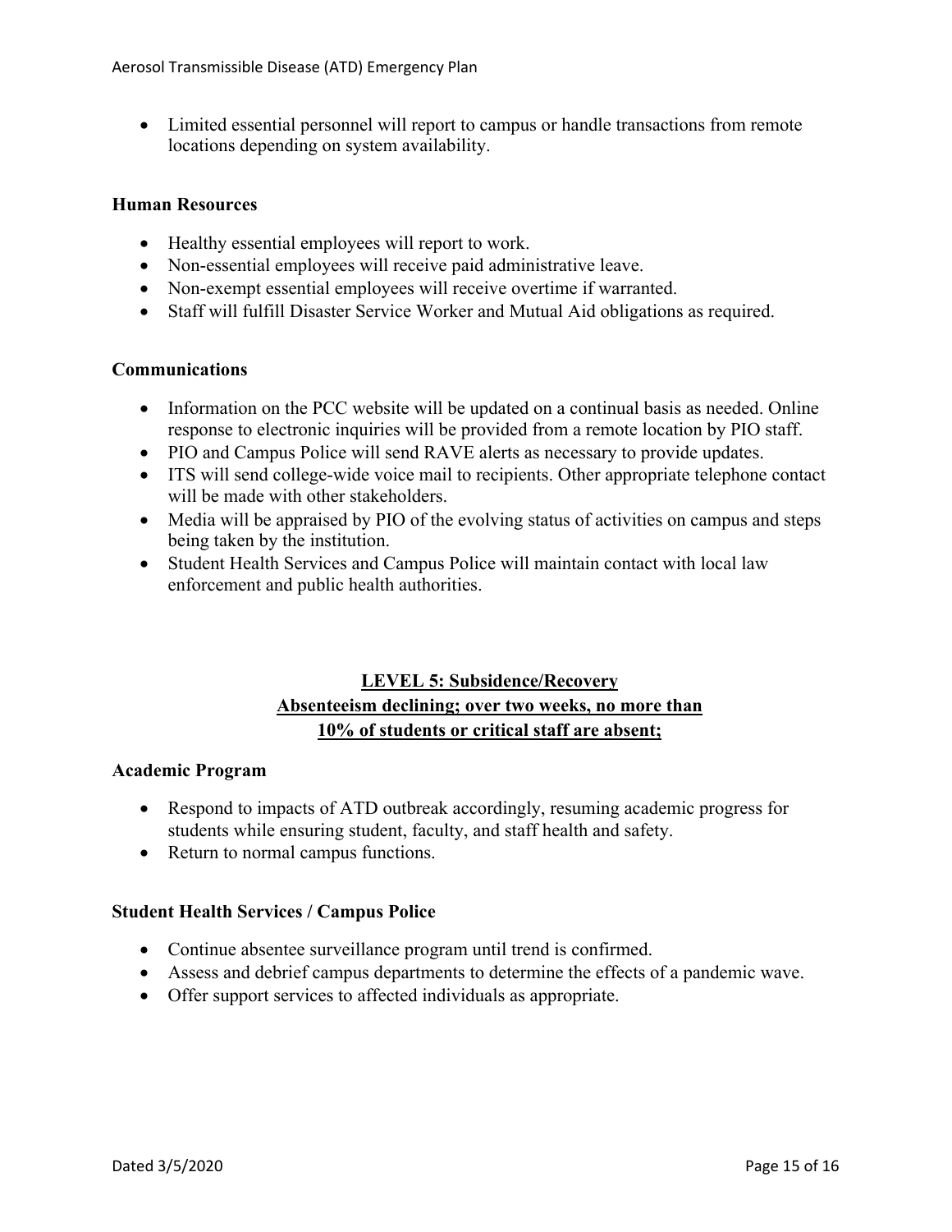- Limited essential personnel will report to campus or handle transactions from remote locations depending on system availability.

**Human Resources**

- Healthy essential employees will report to work.
- Non-essential employees will receive paid administrative leave.
- Non-exempt essential employees will receive overtime if warranted.
- Staff will fulfill Disaster Service Worker and Mutual Aid obligations as required.

**Communications**

- Information on the PCC website will be updated on a continual basis as needed. Online response to electronic inquiries will be provided from a remote location by PIO staff.
- PIO and Campus Police will send RAVE alerts as necessary to provide updates.
- ITS will send college-wide voice mail to recipients. Other appropriate telephone contact will be made with other stakeholders.
- Media will be appraised by PIO of the evolving status of activities on campus and steps being taken by the institution.
- Student Health Services and Campus Police will maintain contact with local law enforcement and public health authorities.

## LEVEL 5: Subsidence/Recovery
## Absenteeism declining; over two weeks, no more than 10% of students or critical staff are absent;

**Academic Program**

- Respond to impacts of ATD outbreak accordingly, resuming academic progress for students while ensuring student, faculty, and staff health and safety.
- Return to normal campus functions.

**Student Health Services / Campus Police**

- Continue absentee surveillance program until trend is confirmed.
- Assess and debrief campus departments to determine the effects of a pandemic wave.
- Offer support services to affected individuals as appropriate.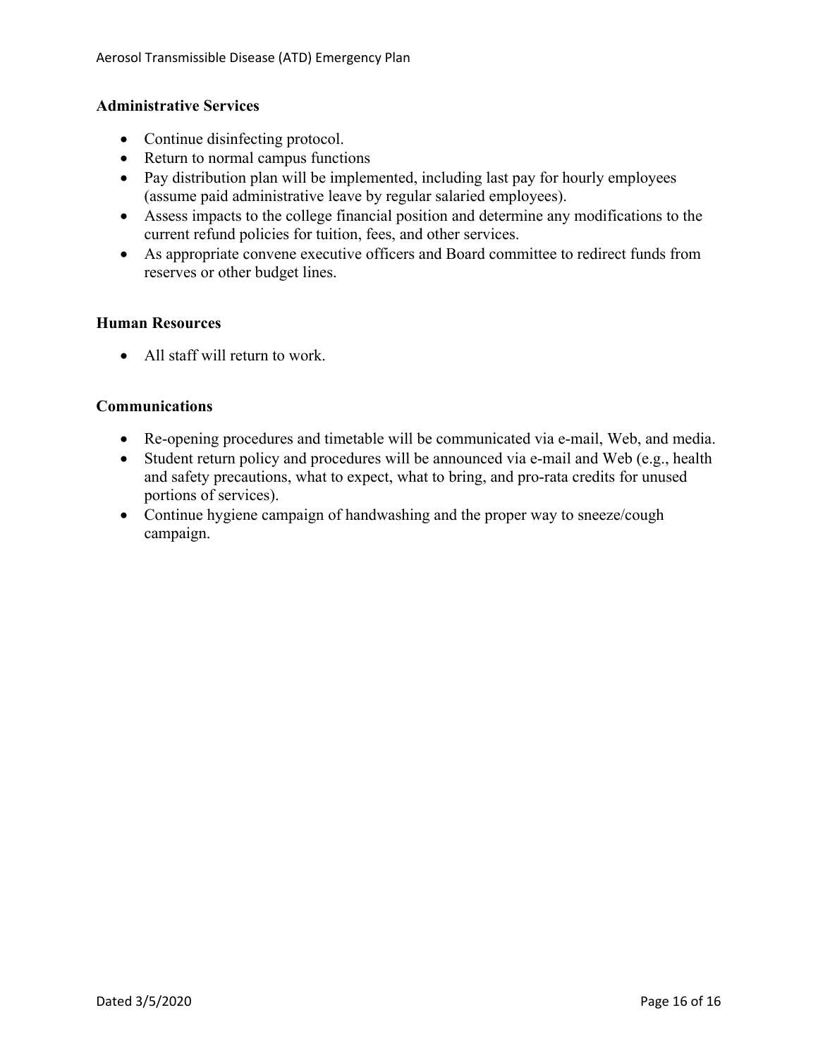### Administrative Services

- Continue disinfecting protocol.
- Return to normal campus functions
- Pay distribution plan will be implemented, including last pay for hourly employees (assume paid administrative leave by regular salaried employees).
- Assess impacts to the college financial position and determine any modifications to the current refund policies for tuition, fees, and other services.
- As appropriate convene executive officers and Board committee to redirect funds from reserves or other budget lines.

### Human Resources

- All staff will return to work.

### Communications

- Re-opening procedures and timetable will be communicated via e-mail, Web, and media.
- Student return policy and procedures will be announced via e-mail and Web (e.g., health and safety precautions, what to expect, what to bring, and pro-rata credits for unused portions of services).
- Continue hygiene campaign of handwashing and the proper way to sneeze/cough campaign.